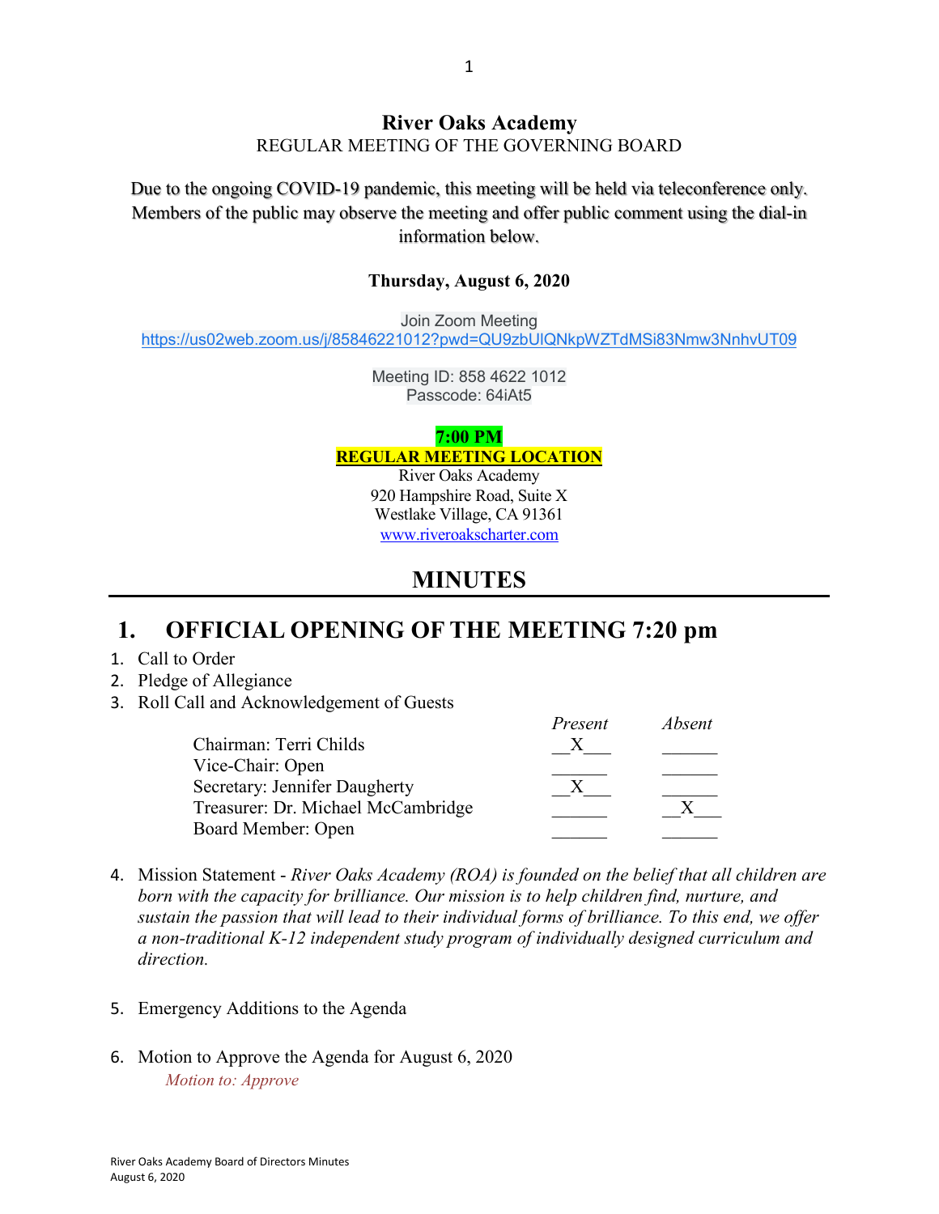# River Oaks Academy

REGULAR MEETING OF THE GOVERNING BOARD

Due to the ongoing COVID-19 pandemic, this meeting will be held via teleconference only. Members of the public may observe the meeting and offer public comment using the dial-in information below.

**Thursday, August 6, 2020**

Join Zoom Meeting
https://us02web.zoom.us/j/85846221012?pwd=QU9zbUlQNkpWZTdMSi83Nmw3NnhvUT09

Meeting ID: 858 4622 1012
Passcode: 64iAt5

**7:00 PM**
**REGULAR MEETING LOCATION**
River Oaks Academy
920 Hampshire Road, Suite X
Westlake Village, CA 91361
www.riveroakscharter.com

## MINUTES

## 1. OFFICIAL OPENING OF THE MEETING 7:20 pm

1. Call to Order
2. Pledge of Allegiance
3. Roll Call and Acknowledgement of Guests

| | *Present* | *Absent* |
|---|---|---|
| Chairman: Terri Childs | X | |
| Vice-Chair: Open | | |
| Secretary: Jennifer Daugherty | X | |
| Treasurer: Dr. Michael McCambridge | | X |
| Board Member: Open | | |

4. Mission Statement - *River Oaks Academy (ROA) is founded on the belief that all children are born with the capacity for brilliance. Our mission is to help children find, nurture, and sustain the passion that will lead to their individual forms of brilliance. To this end, we offer a non-traditional K-12 independent study program of individually designed curriculum and direction.*

5. Emergency Additions to the Agenda

6. Motion to Approve the Agenda for August 6, 2020

   *Motion to: Approve*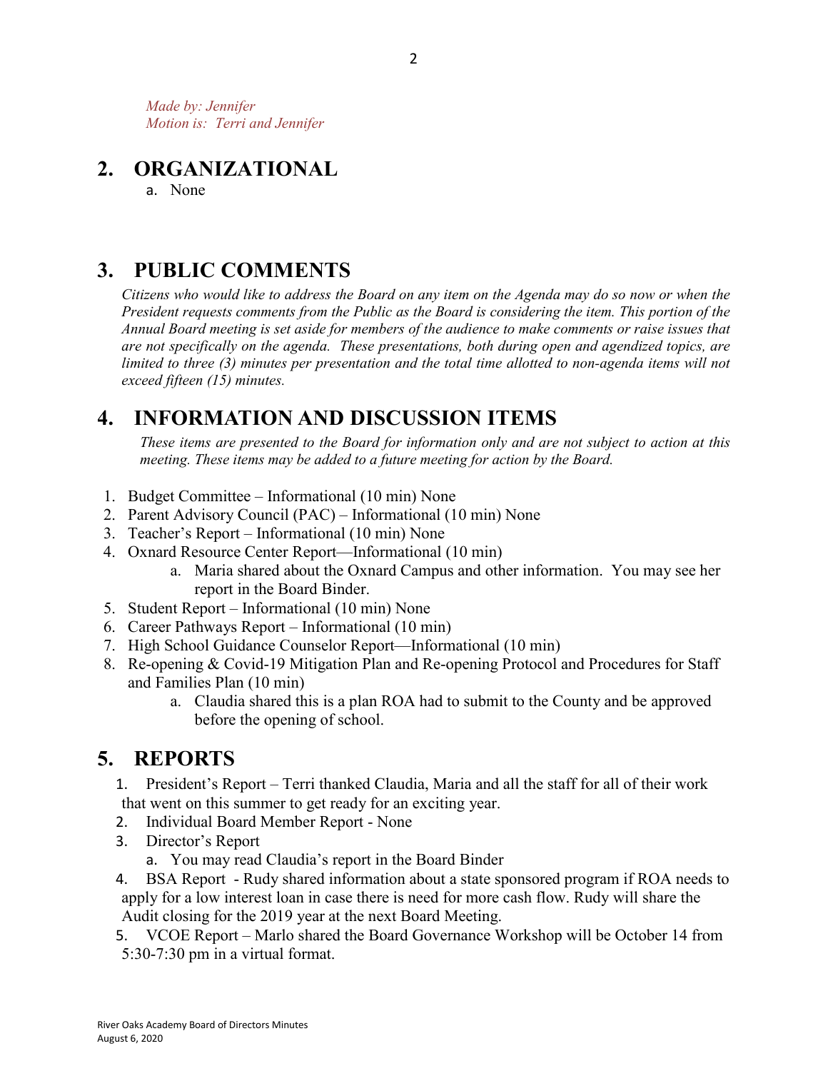*Made by: Jennifer*
*Motion is: Terri and Jennifer*

## 2. ORGANIZATIONAL

a. None

## 3. PUBLIC COMMENTS

*Citizens who would like to address the Board on any item on the Agenda may do so now or when the President requests comments from the Public as the Board is considering the item. This portion of the Annual Board meeting is set aside for members of the audience to make comments or raise issues that are not specifically on the agenda. These presentations, both during open and agendized topics, are limited to three (3) minutes per presentation and the total time allotted to non-agenda items will not exceed fifteen (15) minutes.*

## 4. INFORMATION AND DISCUSSION ITEMS

*These items are presented to the Board for information only and are not subject to action at this meeting. These items may be added to a future meeting for action by the Board.*

1. Budget Committee – Informational (10 min) None
2. Parent Advisory Council (PAC) – Informational (10 min) None
3. Teacher's Report – Informational (10 min) None
4. Oxnard Resource Center Report—Informational (10 min)
   a. Maria shared about the Oxnard Campus and other information. You may see her report in the Board Binder.
5. Student Report – Informational (10 min) None
6. Career Pathways Report – Informational (10 min)
7. High School Guidance Counselor Report—Informational (10 min)
8. Re-opening & Covid-19 Mitigation Plan and Re-opening Protocol and Procedures for Staff and Families Plan (10 min)
   a. Claudia shared this is a plan ROA had to submit to the County and be approved before the opening of school.

## 5. REPORTS

1. President's Report – Terri thanked Claudia, Maria and all the staff for all of their work that went on this summer to get ready for an exciting year.
2. Individual Board Member Report - None
3. Director's Report
   a. You may read Claudia's report in the Board Binder
4. BSA Report - Rudy shared information about a state sponsored program if ROA needs to apply for a low interest loan in case there is need for more cash flow. Rudy will share the Audit closing for the 2019 year at the next Board Meeting.
5. VCOE Report – Marlo shared the Board Governance Workshop will be October 14 from 5:30-7:30 pm in a virtual format.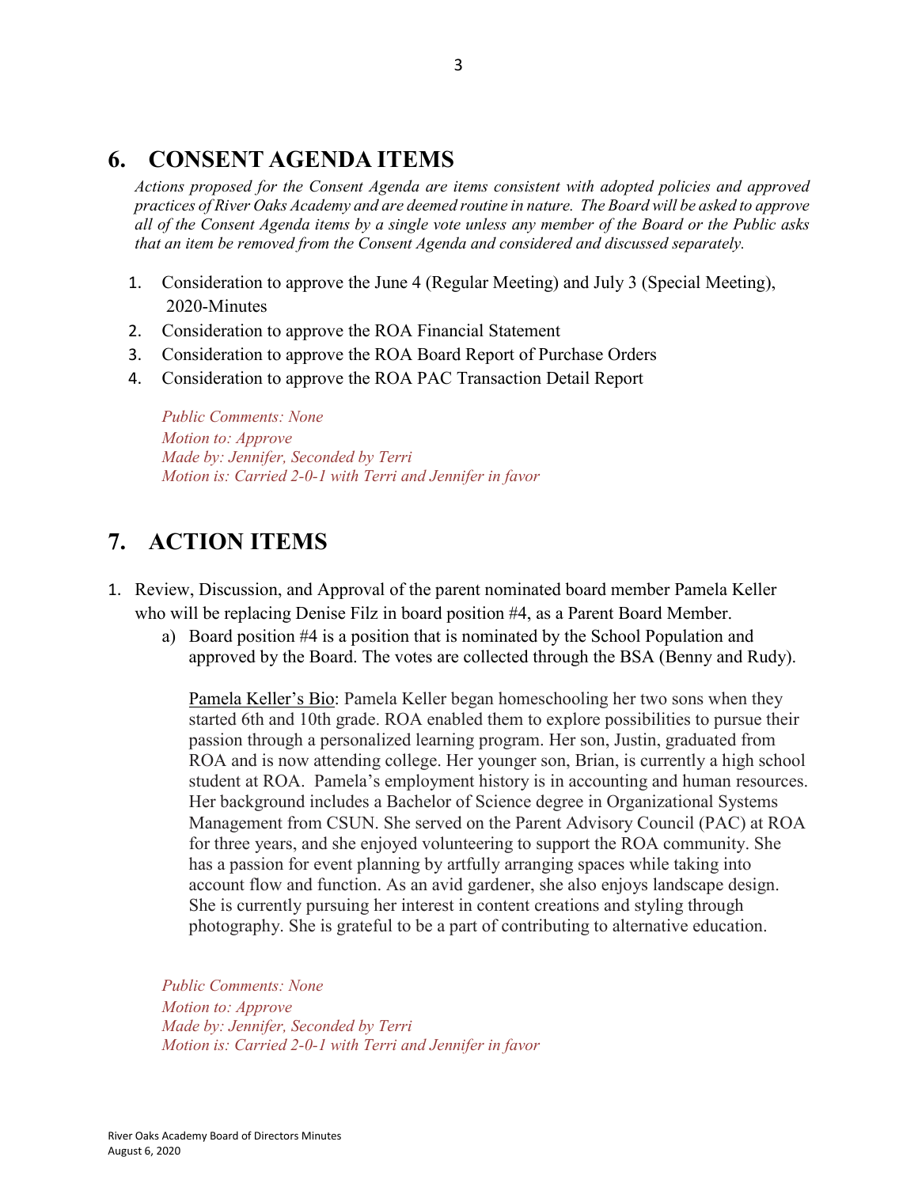## 6. CONSENT AGENDA ITEMS

*Actions proposed for the Consent Agenda are items consistent with adopted policies and approved practices of River Oaks Academy and are deemed routine in nature. The Board will be asked to approve all of the Consent Agenda items by a single vote unless any member of the Board or the Public asks that an item be removed from the Consent Agenda and considered and discussed separately.*

1. Consideration to approve the June 4 (Regular Meeting) and July 3 (Special Meeting), 2020-Minutes
2. Consideration to approve the ROA Financial Statement
3. Consideration to approve the ROA Board Report of Purchase Orders
4. Consideration to approve the ROA PAC Transaction Detail Report

*Public Comments: None*
*Motion to: Approve*
*Made by: Jennifer, Seconded by Terri*
*Motion is: Carried 2-0-1 with Terri and Jennifer in favor*

## 7. ACTION ITEMS

1. Review, Discussion, and Approval of the parent nominated board member Pamela Keller who will be replacing Denise Filz in board position #4, as a Parent Board Member.
   a) Board position #4 is a position that is nominated by the School Population and approved by the Board. The votes are collected through the BSA (Benny and Rudy).

   Pamela Keller's Bio: Pamela Keller began homeschooling her two sons when they started 6th and 10th grade. ROA enabled them to explore possibilities to pursue their passion through a personalized learning program. Her son, Justin, graduated from ROA and is now attending college. Her younger son, Brian, is currently a high school student at ROA. Pamela's employment history is in accounting and human resources. Her background includes a Bachelor of Science degree in Organizational Systems Management from CSUN. She served on the Parent Advisory Council (PAC) at ROA for three years, and she enjoyed volunteering to support the ROA community. She has a passion for event planning by artfully arranging spaces while taking into account flow and function. As an avid gardener, she also enjoys landscape design. She is currently pursuing her interest in content creations and styling through photography. She is grateful to be a part of contributing to alternative education.

*Public Comments: None*
*Motion to: Approve*
*Made by: Jennifer, Seconded by Terri*
*Motion is: Carried 2-0-1 with Terri and Jennifer in favor*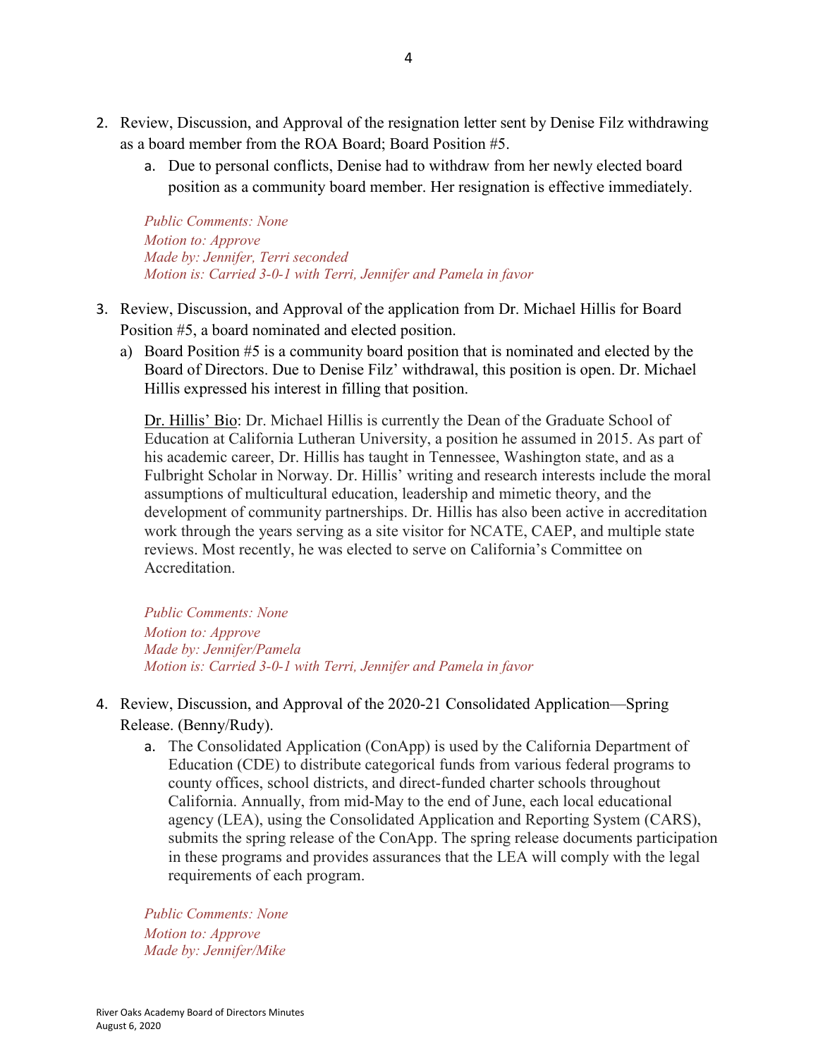2. Review, Discussion, and Approval of the resignation letter sent by Denise Filz withdrawing as a board member from the ROA Board; Board Position #5.
    a. Due to personal conflicts, Denise had to withdraw from her newly elected board position as a community board member. Her resignation is effective immediately.

    *Public Comments: None*
    *Motion to: Approve*
    *Made by: Jennifer, Terri seconded*
    *Motion is: Carried 3-0-1 with Terri, Jennifer and Pamela in favor*

3. Review, Discussion, and Approval of the application from Dr. Michael Hillis for Board Position #5, a board nominated and elected position.
    a) Board Position #5 is a community board position that is nominated and elected by the Board of Directors. Due to Denise Filz' withdrawal, this position is open. Dr. Michael Hillis expressed his interest in filling that position.

    Dr. Hillis' Bio: Dr. Michael Hillis is currently the Dean of the Graduate School of Education at California Lutheran University, a position he assumed in 2015. As part of his academic career, Dr. Hillis has taught in Tennessee, Washington state, and as a Fulbright Scholar in Norway. Dr. Hillis' writing and research interests include the moral assumptions of multicultural education, leadership and mimetic theory, and the development of community partnerships. Dr. Hillis has also been active in accreditation work through the years serving as a site visitor for NCATE, CAEP, and multiple state reviews. Most recently, he was elected to serve on California's Committee on Accreditation.

    *Public Comments: None*
    *Motion to: Approve*
    *Made by: Jennifer/Pamela*
    *Motion is: Carried 3-0-1 with Terri, Jennifer and Pamela in favor*

4. Review, Discussion, and Approval of the 2020-21 Consolidated Application—Spring Release. (Benny/Rudy).
    a. The Consolidated Application (ConApp) is used by the California Department of Education (CDE) to distribute categorical funds from various federal programs to county offices, school districts, and direct-funded charter schools throughout California. Annually, from mid-May to the end of June, each local educational agency (LEA), using the Consolidated Application and Reporting System (CARS), submits the spring release of the ConApp. The spring release documents participation in these programs and provides assurances that the LEA will comply with the legal requirements of each program.

    *Public Comments: None*
    *Motion to: Approve*
    *Made by: Jennifer/Mike*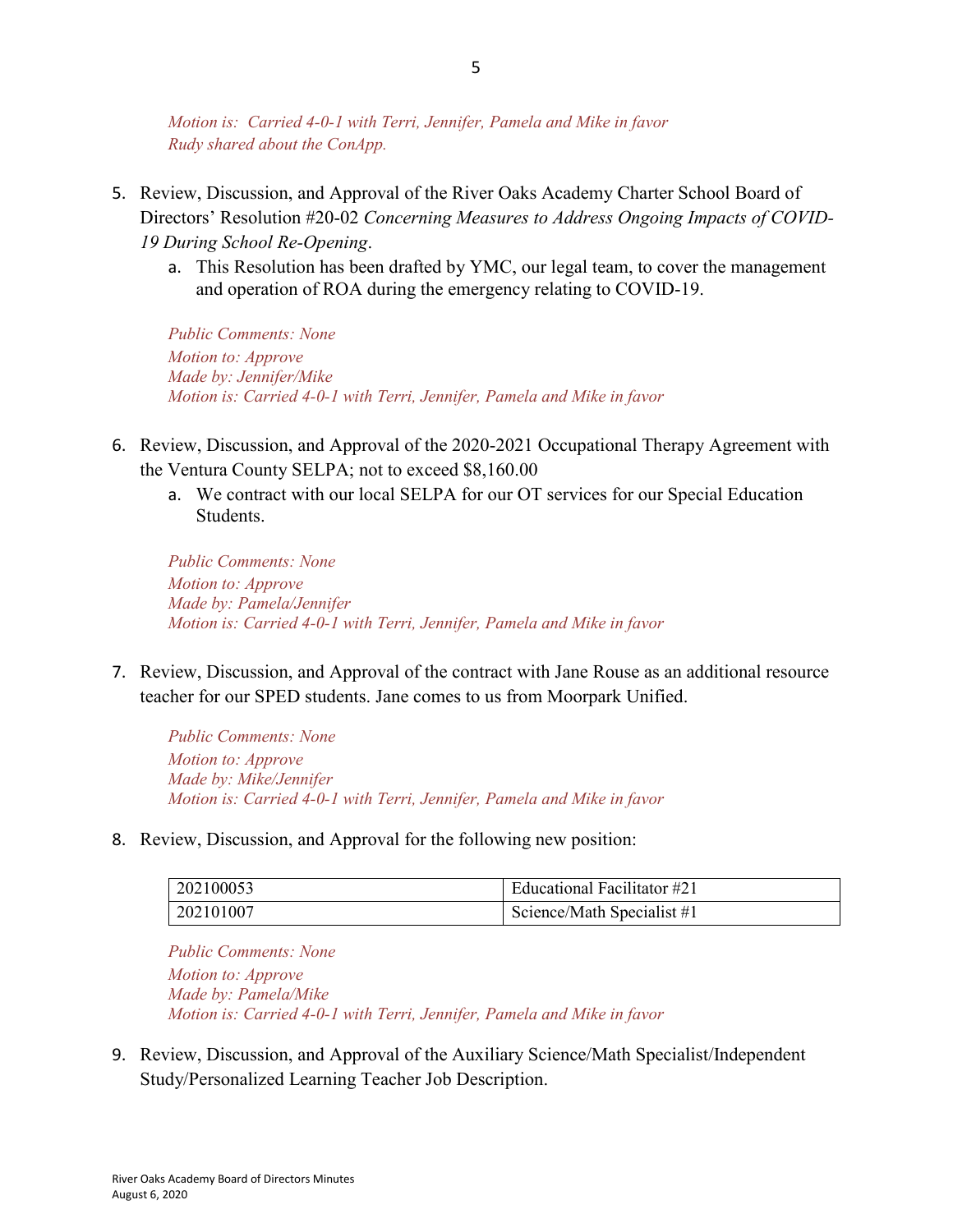*Motion is: Carried 4-0-1 with Terri, Jennifer, Pamela and Mike in favor*
*Rudy shared about the ConApp.*

5. Review, Discussion, and Approval of the River Oaks Academy Charter School Board of Directors' Resolution #20-02 *Concerning Measures to Address Ongoing Impacts of COVID-19 During School Re-Opening*.
   a. This Resolution has been drafted by YMC, our legal team, to cover the management and operation of ROA during the emergency relating to COVID-19.

   *Public Comments: None*
   *Motion to: Approve*
   *Made by: Jennifer/Mike*
   *Motion is: Carried 4-0-1 with Terri, Jennifer, Pamela and Mike in favor*

6. Review, Discussion, and Approval of the 2020-2021 Occupational Therapy Agreement with the Ventura County SELPA; not to exceed $8,160.00
   a. We contract with our local SELPA for our OT services for our Special Education Students.

   *Public Comments: None*
   *Motion to: Approve*
   *Made by: Pamela/Jennifer*
   *Motion is: Carried 4-0-1 with Terri, Jennifer, Pamela and Mike in favor*

7. Review, Discussion, and Approval of the contract with Jane Rouse as an additional resource teacher for our SPED students. Jane comes to us from Moorpark Unified.

   *Public Comments: None*
   *Motion to: Approve*
   *Made by: Mike/Jennifer*
   *Motion is: Carried 4-0-1 with Terri, Jennifer, Pamela and Mike in favor*

8. Review, Discussion, and Approval for the following new position:

| | |
|---|---|
| 202100053 | Educational Facilitator #21 |
| 202101007 | Science/Math Specialist #1 |

   *Public Comments: None*
   *Motion to: Approve*
   *Made by: Pamela/Mike*
   *Motion is: Carried 4-0-1 with Terri, Jennifer, Pamela and Mike in favor*

9. Review, Discussion, and Approval of the Auxiliary Science/Math Specialist/Independent Study/Personalized Learning Teacher Job Description.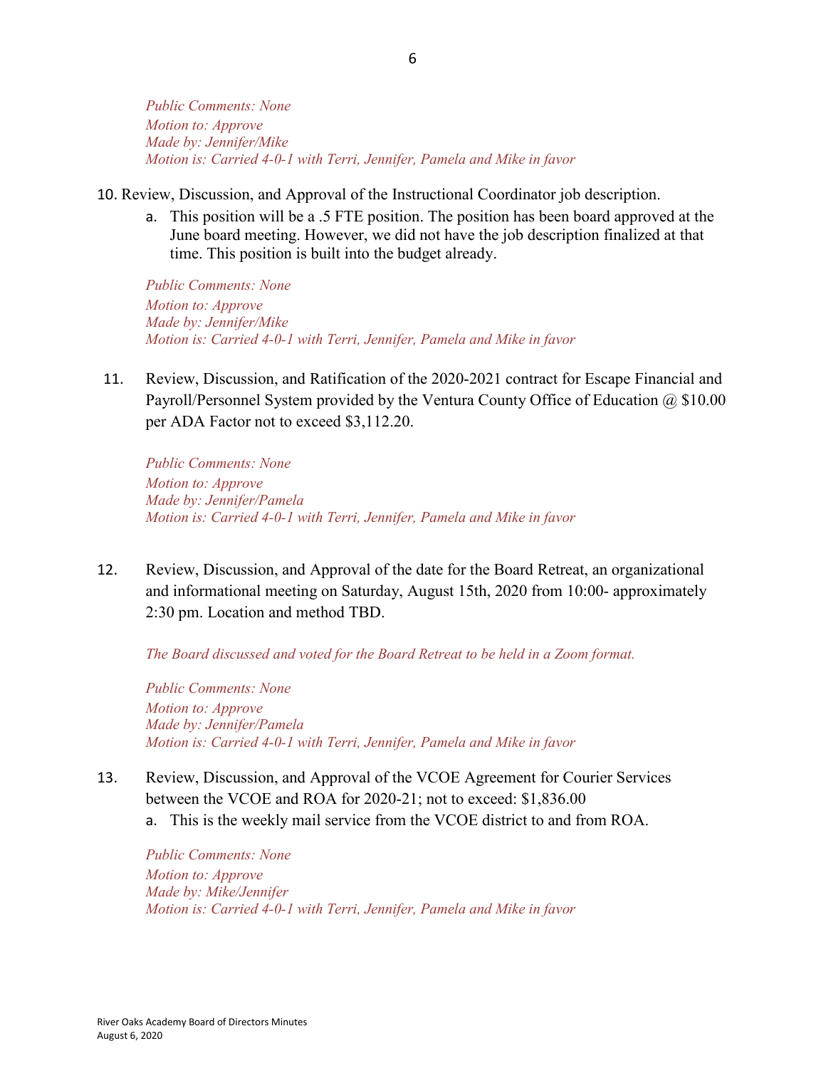*Public Comments: None*
*Motion to: Approve*
*Made by: Jennifer/Mike*
*Motion is: Carried 4-0-1 with Terri, Jennifer, Pamela and Mike in favor*

10. Review, Discussion, and Approval of the Instructional Coordinator job description.
    a. This position will be a .5 FTE position. The position has been board approved at the June board meeting. However, we did not have the job description finalized at that time. This position is built into the budget already.

    *Public Comments: None*
    *Motion to: Approve*
    *Made by: Jennifer/Mike*
    *Motion is: Carried 4-0-1 with Terri, Jennifer, Pamela and Mike in favor*

11. Review, Discussion, and Ratification of the 2020-2021 contract for Escape Financial and Payroll/Personnel System provided by the Ventura County Office of Education @ $10.00 per ADA Factor not to exceed $3,112.20.

    *Public Comments: None*
    *Motion to: Approve*
    *Made by: Jennifer/Pamela*
    *Motion is: Carried 4-0-1 with Terri, Jennifer, Pamela and Mike in favor*

12. Review, Discussion, and Approval of the date for the Board Retreat, an organizational and informational meeting on Saturday, August 15th, 2020 from 10:00- approximately 2:30 pm. Location and method TBD.

    *The Board discussed and voted for the Board Retreat to be held in a Zoom format.*

    *Public Comments: None*
    *Motion to: Approve*
    *Made by: Jennifer/Pamela*
    *Motion is: Carried 4-0-1 with Terri, Jennifer, Pamela and Mike in favor*

13. Review, Discussion, and Approval of the VCOE Agreement for Courier Services between the VCOE and ROA for 2020-21; not to exceed: $1,836.00
    a. This is the weekly mail service from the VCOE district to and from ROA.

    *Public Comments: None*
    *Motion to: Approve*
    *Made by: Mike/Jennifer*
    *Motion is: Carried 4-0-1 with Terri, Jennifer, Pamela and Mike in favor*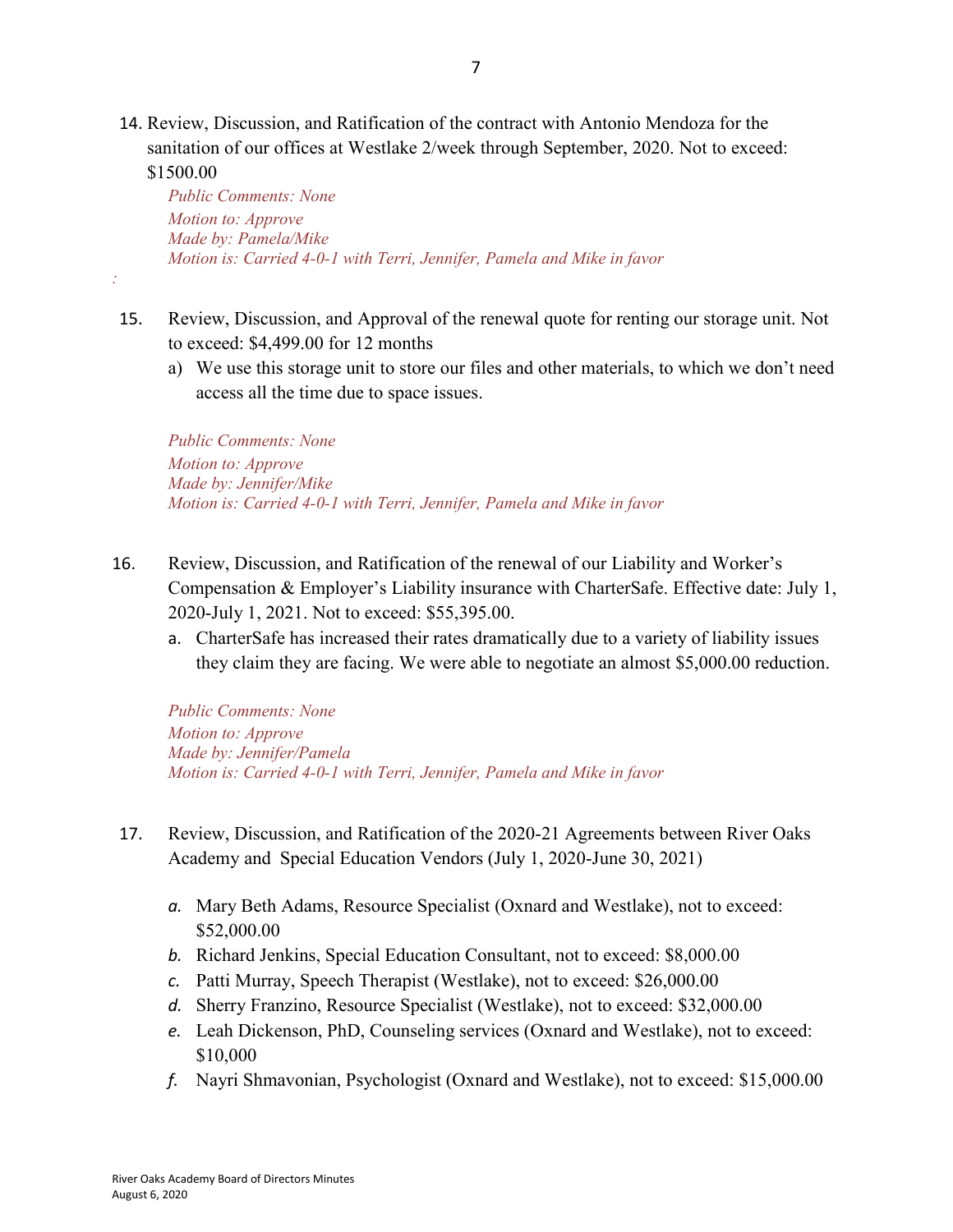14. Review, Discussion, and Ratification of the contract with Antonio Mendoza for the sanitation of our offices at Westlake 2/week through September, 2020. Not to exceed: $1500.00

    *Public Comments: None*
    *Motion to: Approve*
    *Made by: Pamela/Mike*
    *Motion is: Carried 4-0-1 with Terri, Jennifer, Pamela and Mike in favor*

:

15. Review, Discussion, and Approval of the renewal quote for renting our storage unit. Not to exceed: $4,499.00 for 12 months

    a) We use this storage unit to store our files and other materials, to which we don't need access all the time due to space issues.

    *Public Comments: None*
    *Motion to: Approve*
    *Made by: Jennifer/Mike*
    *Motion is: Carried 4-0-1 with Terri, Jennifer, Pamela and Mike in favor*

16. Review, Discussion, and Ratification of the renewal of our Liability and Worker's Compensation & Employer's Liability insurance with CharterSafe. Effective date: July 1, 2020-July 1, 2021. Not to exceed: $55,395.00.

    a. CharterSafe has increased their rates dramatically due to a variety of liability issues they claim they are facing. We were able to negotiate an almost $5,000.00 reduction.

    *Public Comments: None*
    *Motion to: Approve*
    *Made by: Jennifer/Pamela*
    *Motion is: Carried 4-0-1 with Terri, Jennifer, Pamela and Mike in favor*

17. Review, Discussion, and Ratification of the 2020-21 Agreements between River Oaks Academy and Special Education Vendors (July 1, 2020-June 30, 2021)

    a. Mary Beth Adams, Resource Specialist (Oxnard and Westlake), not to exceed: $52,000.00
    b. Richard Jenkins, Special Education Consultant, not to exceed: $8,000.00
    c. Patti Murray, Speech Therapist (Westlake), not to exceed: $26,000.00
    d. Sherry Franzino, Resource Specialist (Westlake), not to exceed: $32,000.00
    e. Leah Dickenson, PhD, Counseling services (Oxnard and Westlake), not to exceed: $10,000
    f. Nayri Shmavonian, Psychologist (Oxnard and Westlake), not to exceed: $15,000.00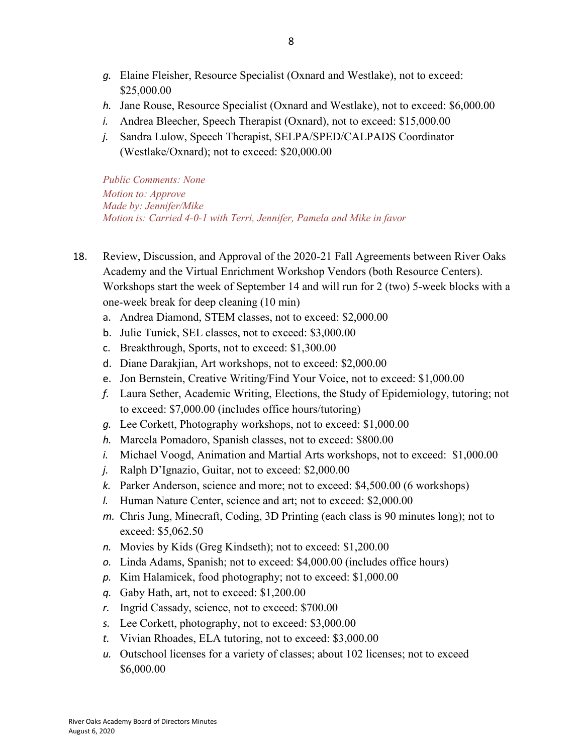g. Elaine Fleisher, Resource Specialist (Oxnard and Westlake), not to exceed: $25,000.00
h. Jane Rouse, Resource Specialist (Oxnard and Westlake), not to exceed: $6,000.00
i. Andrea Bleecher, Speech Therapist (Oxnard), not to exceed: $15,000.00
j. Sandra Lulow, Speech Therapist, SELPA/SPED/CALPADS Coordinator (Westlake/Oxnard); not to exceed: $20,000.00

*Public Comments: None*
*Motion to: Approve*
*Made by: Jennifer/Mike*
*Motion is: Carried 4-0-1 with Terri, Jennifer, Pamela and Mike in favor*

18. Review, Discussion, and Approval of the 2020-21 Fall Agreements between River Oaks Academy and the Virtual Enrichment Workshop Vendors (both Resource Centers). Workshops start the week of September 14 and will run for 2 (two) 5-week blocks with a one-week break for deep cleaning (10 min)
    a. Andrea Diamond, STEM classes, not to exceed: $2,000.00
    b. Julie Tunick, SEL classes, not to exceed: $3,000.00
    c. Breakthrough, Sports, not to exceed: $1,300.00
    d. Diane Darakjian, Art workshops, not to exceed: $2,000.00
    e. Jon Bernstein, Creative Writing/Find Your Voice, not to exceed: $1,000.00
    f. Laura Sether, Academic Writing, Elections, the Study of Epidemiology, tutoring; not to exceed: $7,000.00 (includes office hours/tutoring)
    g. Lee Corkett, Photography workshops, not to exceed: $1,000.00
    h. Marcela Pomadoro, Spanish classes, not to exceed: $800.00
    i. Michael Voogd, Animation and Martial Arts workshops, not to exceed: $1,000.00
    j. Ralph D'Ignazio, Guitar, not to exceed: $2,000.00
    k. Parker Anderson, science and more; not to exceed: $4,500.00 (6 workshops)
    l. Human Nature Center, science and art; not to exceed: $2,000.00
    m. Chris Jung, Minecraft, Coding, 3D Printing (each class is 90 minutes long); not to exceed: $5,062.50
    n. Movies by Kids (Greg Kindseth); not to exceed: $1,200.00
    o. Linda Adams, Spanish; not to exceed: $4,000.00 (includes office hours)
    p. Kim Halamicek, food photography; not to exceed: $1,000.00
    q. Gaby Hath, art, not to exceed: $1,200.00
    r. Ingrid Cassady, science, not to exceed: $700.00
    s. Lee Corkett, photography, not to exceed: $3,000.00
    t. Vivian Rhoades, ELA tutoring, not to exceed: $3,000.00
    u. Outschool licenses for a variety of classes; about 102 licenses; not to exceed $6,000.00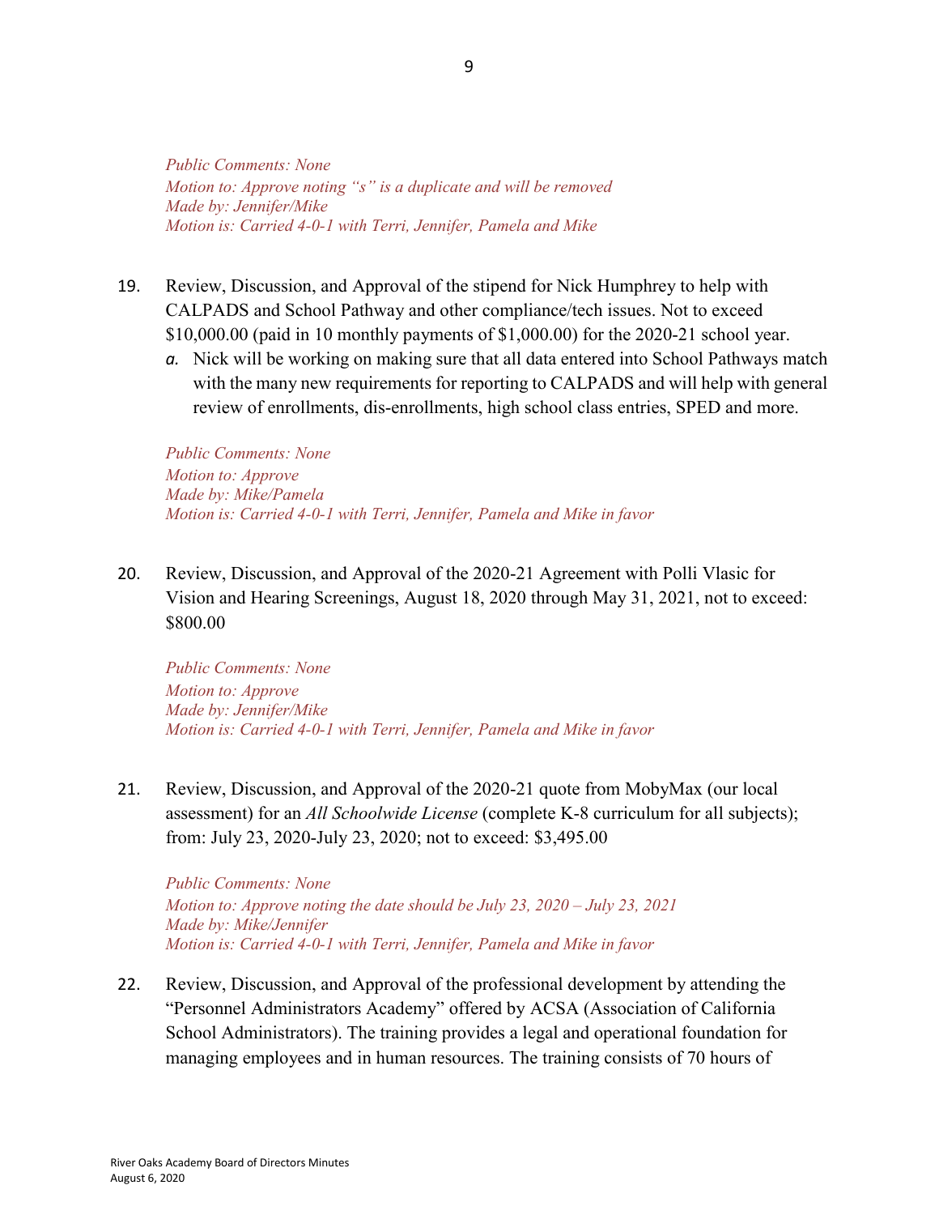*Public Comments: None*
*Motion to: Approve noting "s" is a duplicate and will be removed*
*Made by: Jennifer/Mike*
*Motion is: Carried 4-0-1 with Terri, Jennifer, Pamela and Mike*

19. Review, Discussion, and Approval of the stipend for Nick Humphrey to help with CALPADS and School Pathway and other compliance/tech issues. Not to exceed $10,000.00 (paid in 10 monthly payments of $1,000.00) for the 2020-21 school year.
    a. Nick will be working on making sure that all data entered into School Pathways match with the many new requirements for reporting to CALPADS and will help with general review of enrollments, dis-enrollments, high school class entries, SPED and more.

   *Public Comments: None*
   *Motion to: Approve*
   *Made by: Mike/Pamela*
   *Motion is: Carried 4-0-1 with Terri, Jennifer, Pamela and Mike in favor*

20. Review, Discussion, and Approval of the 2020-21 Agreement with Polli Vlasic for Vision and Hearing Screenings, August 18, 2020 through May 31, 2021, not to exceed: $800.00

   *Public Comments: None*
   *Motion to: Approve*
   *Made by: Jennifer/Mike*
   *Motion is: Carried 4-0-1 with Terri, Jennifer, Pamela and Mike in favor*

21. Review, Discussion, and Approval of the 2020-21 quote from MobyMax (our local assessment) for an *All Schoolwide License* (complete K-8 curriculum for all subjects); from: July 23, 2020-July 23, 2020; not to exceed: $3,495.00

   *Public Comments: None*
   *Motion to: Approve noting the date should be July 23, 2020 – July 23, 2021*
   *Made by: Mike/Jennifer*
   *Motion is: Carried 4-0-1 with Terri, Jennifer, Pamela and Mike in favor*

22. Review, Discussion, and Approval of the professional development by attending the "Personnel Administrators Academy" offered by ACSA (Association of California School Administrators). The training provides a legal and operational foundation for managing employees and in human resources. The training consists of 70 hours of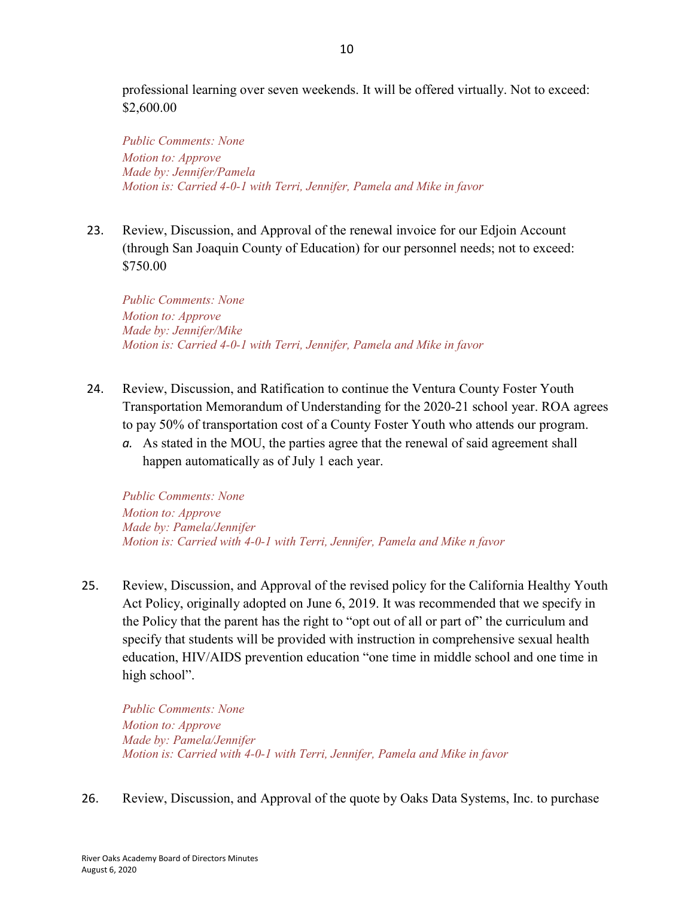professional learning over seven weekends. It will be offered virtually. Not to exceed: $2,600.00

*Public Comments: None*
*Motion to: Approve*
*Made by: Jennifer/Pamela*
*Motion is: Carried 4-0-1 with Terri, Jennifer, Pamela and Mike in favor*

23. Review, Discussion, and Approval of the renewal invoice for our Edjoin Account (through San Joaquin County of Education) for our personnel needs; not to exceed: $750.00

    *Public Comments: None*
    *Motion to: Approve*
    *Made by: Jennifer/Mike*
    *Motion is: Carried 4-0-1 with Terri, Jennifer, Pamela and Mike in favor*

24. Review, Discussion, and Ratification to continue the Ventura County Foster Youth Transportation Memorandum of Understanding for the 2020-21 school year. ROA agrees to pay 50% of transportation cost of a County Foster Youth who attends our program.
    a. As stated in the MOU, the parties agree that the renewal of said agreement shall happen automatically as of July 1 each year.

    *Public Comments: None*
    *Motion to: Approve*
    *Made by: Pamela/Jennifer*
    *Motion is: Carried with 4-0-1 with Terri, Jennifer, Pamela and Mike n favor*

25. Review, Discussion, and Approval of the revised policy for the California Healthy Youth Act Policy, originally adopted on June 6, 2019. It was recommended that we specify in the Policy that the parent has the right to "opt out of all or part of" the curriculum and specify that students will be provided with instruction in comprehensive sexual health education, HIV/AIDS prevention education "one time in middle school and one time in high school".

    *Public Comments: None*
    *Motion to: Approve*
    *Made by: Pamela/Jennifer*
    *Motion is: Carried with 4-0-1 with Terri, Jennifer, Pamela and Mike in favor*

26. Review, Discussion, and Approval of the quote by Oaks Data Systems, Inc. to purchase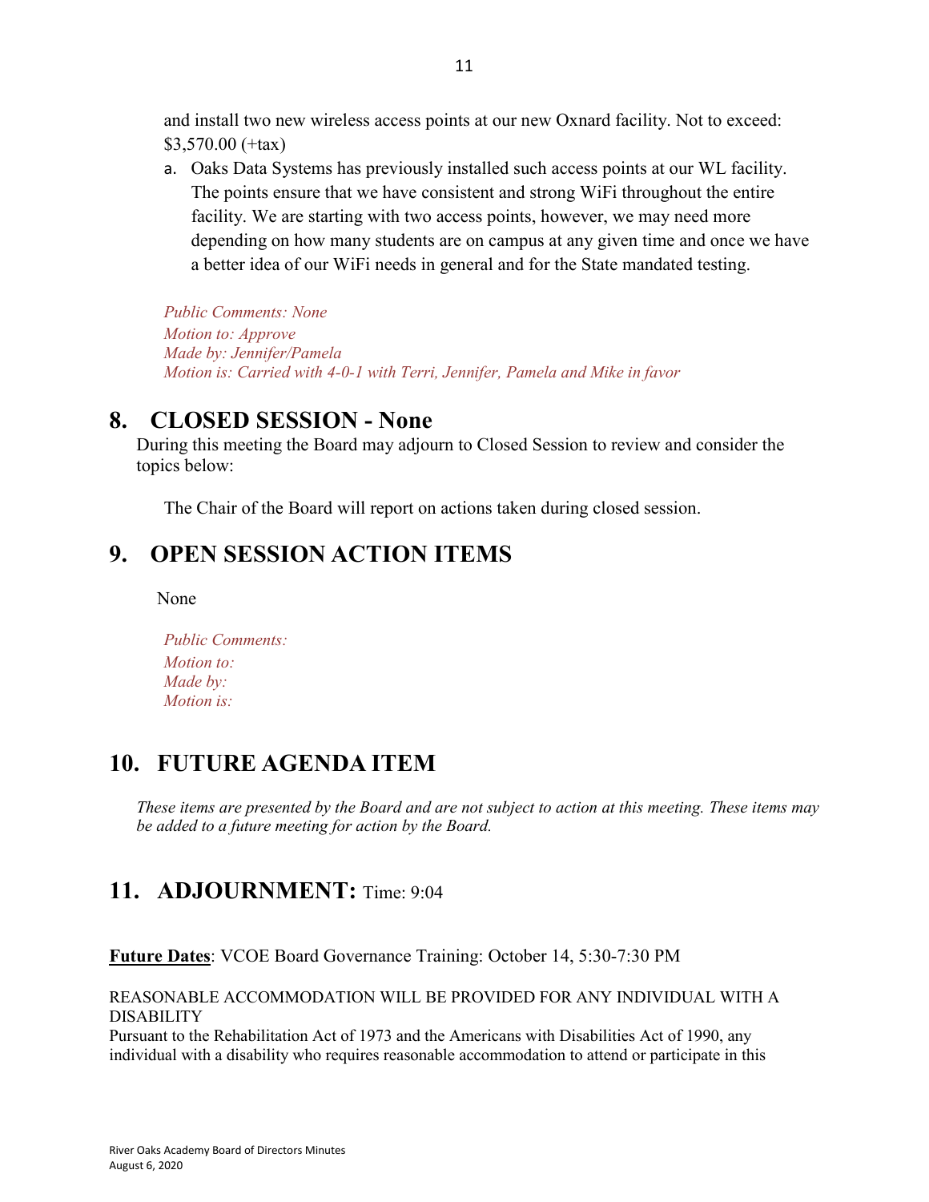and install two new wireless access points at our new Oxnard facility. Not to exceed: $3,570.00 (+tax)

a. Oaks Data Systems has previously installed such access points at our WL facility. The points ensure that we have consistent and strong WiFi throughout the entire facility. We are starting with two access points, however, we may need more depending on how many students are on campus at any given time and once we have a better idea of our WiFi needs in general and for the State mandated testing.

*Public Comments: None*
*Motion to: Approve*
*Made by: Jennifer/Pamela*
*Motion is: Carried with 4-0-1 with Terri, Jennifer, Pamela and Mike in favor*

## 8. CLOSED SESSION - None

During this meeting the Board may adjourn to Closed Session to review and consider the topics below:

The Chair of the Board will report on actions taken during closed session.

## 9. OPEN SESSION ACTION ITEMS

None

*Public Comments:*
*Motion to:*
*Made by:*
*Motion is:*

## 10. FUTURE AGENDA ITEM

*These items are presented by the Board and are not subject to action at this meeting. These items may be added to a future meeting for action by the Board.*

## 11. ADJOURNMENT: Time: 9:04

**Future Dates**: VCOE Board Governance Training: October 14, 5:30-7:30 PM

REASONABLE ACCOMMODATION WILL BE PROVIDED FOR ANY INDIVIDUAL WITH A DISABILITY
Pursuant to the Rehabilitation Act of 1973 and the Americans with Disabilities Act of 1990, any individual with a disability who requires reasonable accommodation to attend or participate in this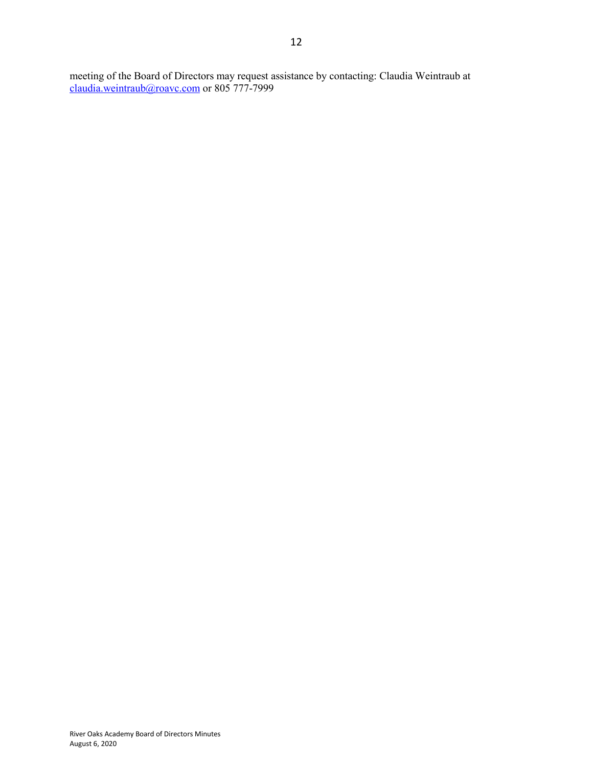meeting of the Board of Directors may request assistance by contacting: Claudia Weintraub at claudia.weintraub@roavc.com or 805 777-7999